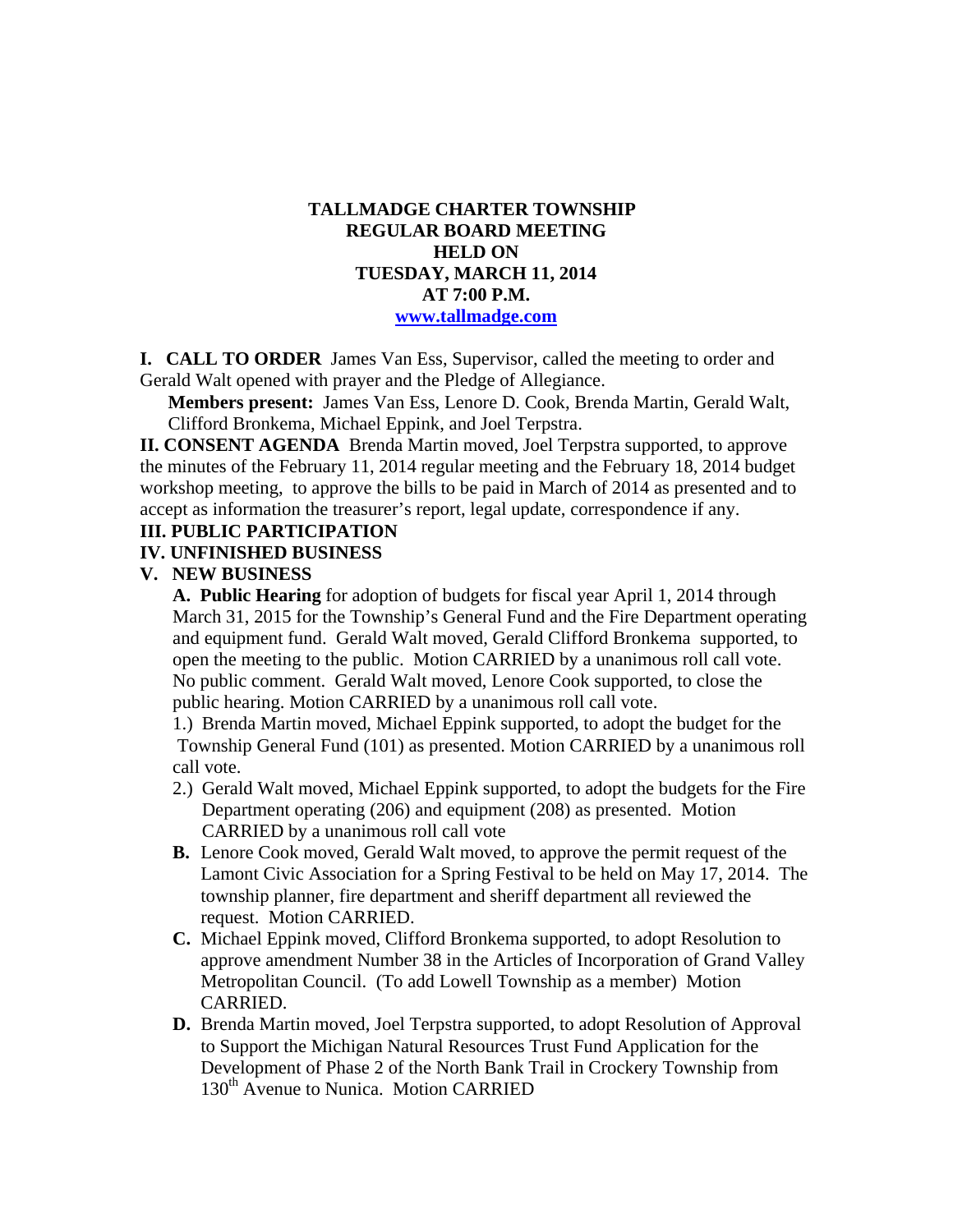**TALLMADGE CHARTER TOWNSHIP**
**REGULAR BOARD MEETING**
**HELD ON**
**TUESDAY, MARCH 11, 2014**
**AT 7:00 P.M.**
**www.tallmadge.com**

**I. CALL TO ORDER** James Van Ess, Supervisor, called the meeting to order and Gerald Walt opened with prayer and the Pledge of Allegiance.

**Members present:** James Van Ess, Lenore D. Cook, Brenda Martin, Gerald Walt, Clifford Bronkema, Michael Eppink, and Joel Terpstra.

**II. CONSENT AGENDA** Brenda Martin moved, Joel Terpstra supported, to approve the minutes of the February 11, 2014 regular meeting and the February 18, 2014 budget workshop meeting, to approve the bills to be paid in March of 2014 as presented and to accept as information the treasurer's report, legal update, correspondence if any.

**III. PUBLIC PARTICIPATION**

**IV. UNFINISHED BUSINESS**

**V. NEW BUSINESS**

**A. Public Hearing** for adoption of budgets for fiscal year April 1, 2014 through March 31, 2015 for the Township's General Fund and the Fire Department operating and equipment fund. Gerald Walt moved, Gerald Clifford Bronkema supported, to open the meeting to the public. Motion CARRIED by a unanimous roll call vote. No public comment. Gerald Walt moved, Lenore Cook supported, to close the public hearing. Motion CARRIED by a unanimous roll call vote.

1.) Brenda Martin moved, Michael Eppink supported, to adopt the budget for the Township General Fund (101) as presented. Motion CARRIED by a unanimous roll call vote.

2.) Gerald Walt moved, Michael Eppink supported, to adopt the budgets for the Fire Department operating (206) and equipment (208) as presented. Motion CARRIED by a unanimous roll call vote

**B.** Lenore Cook moved, Gerald Walt moved, to approve the permit request of the Lamont Civic Association for a Spring Festival to be held on May 17, 2014. The township planner, fire department and sheriff department all reviewed the request. Motion CARRIED.

**C.** Michael Eppink moved, Clifford Bronkema supported, to adopt Resolution to approve amendment Number 38 in the Articles of Incorporation of Grand Valley Metropolitan Council. (To add Lowell Township as a member) Motion CARRIED.

**D.** Brenda Martin moved, Joel Terpstra supported, to adopt Resolution of Approval to Support the Michigan Natural Resources Trust Fund Application for the Development of Phase 2 of the North Bank Trail in Crockery Township from 130th Avenue to Nunica. Motion CARRIED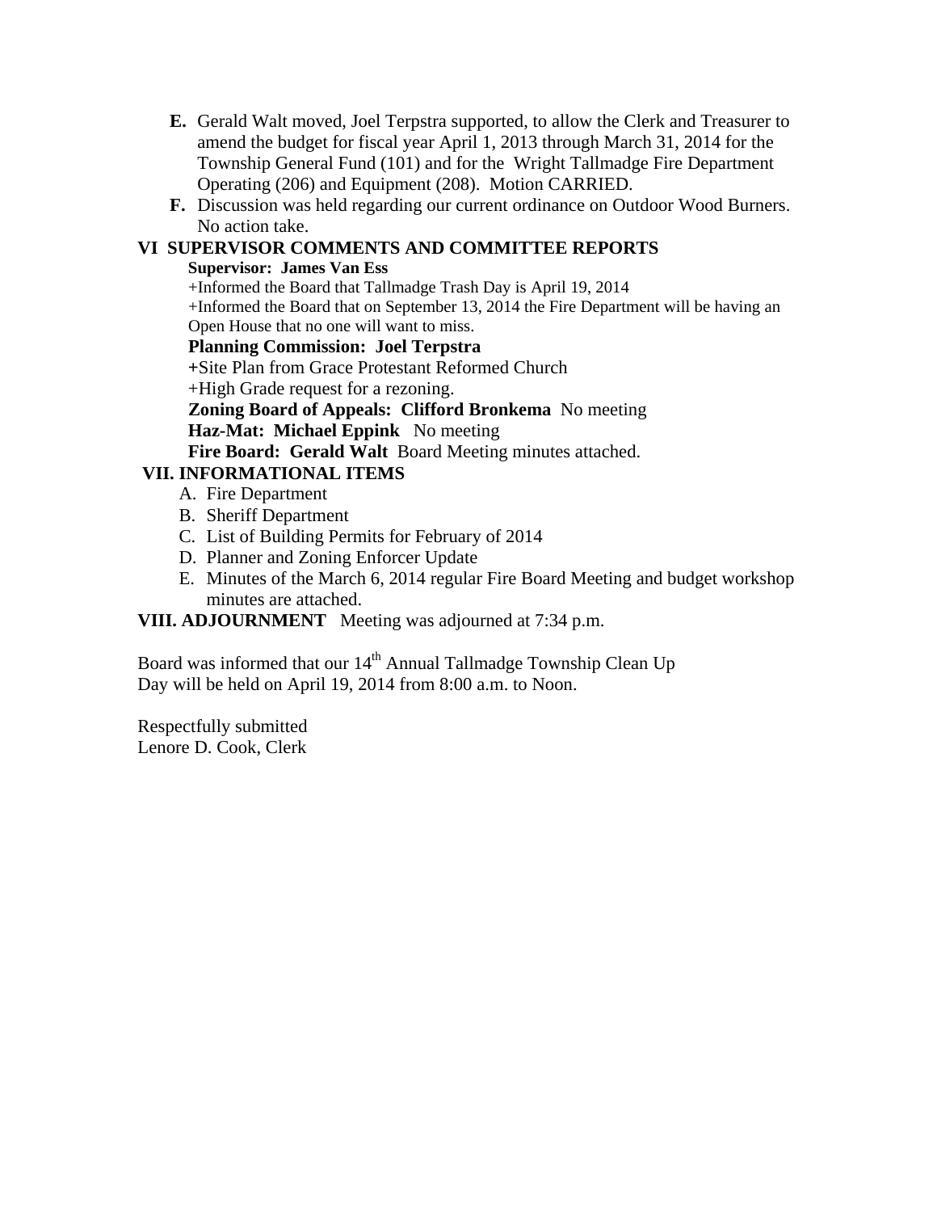**E.** Gerald Walt moved, Joel Terpstra supported, to allow the Clerk and Treasurer to amend the budget for fiscal year April 1, 2013 through March 31, 2014 for the Township General Fund (101) and for the Wright Tallmadge Fire Department Operating (206) and Equipment (208). Motion CARRIED.

**F.** Discussion was held regarding our current ordinance on Outdoor Wood Burners. No action take.

## VI SUPERVISOR COMMENTS AND COMMITTEE REPORTS

**Supervisor: James Van Ess**

+Informed the Board that Tallmadge Trash Day is April 19, 2014

+Informed the Board that on September 13, 2014 the Fire Department will be having an Open House that no one will want to miss.

**Planning Commission: Joel Terpstra**

+Site Plan from Grace Protestant Reformed Church

+High Grade request for a rezoning.

**Zoning Board of Appeals: Clifford Bronkema** No meeting

**Haz-Mat: Michael Eppink** No meeting

**Fire Board: Gerald Walt** Board Meeting minutes attached.

## VII. INFORMATIONAL ITEMS

A. Fire Department
B. Sheriff Department
C. List of Building Permits for February of 2014
D. Planner and Zoning Enforcer Update
E. Minutes of the March 6, 2014 regular Fire Board Meeting and budget workshop minutes are attached.

## VIII. ADJOURNMENT

Meeting was adjourned at 7:34 p.m.

Board was informed that our 14th Annual Tallmadge Township Clean Up Day will be held on April 19, 2014 from 8:00 a.m. to Noon.

Respectfully submitted
Lenore D. Cook, Clerk